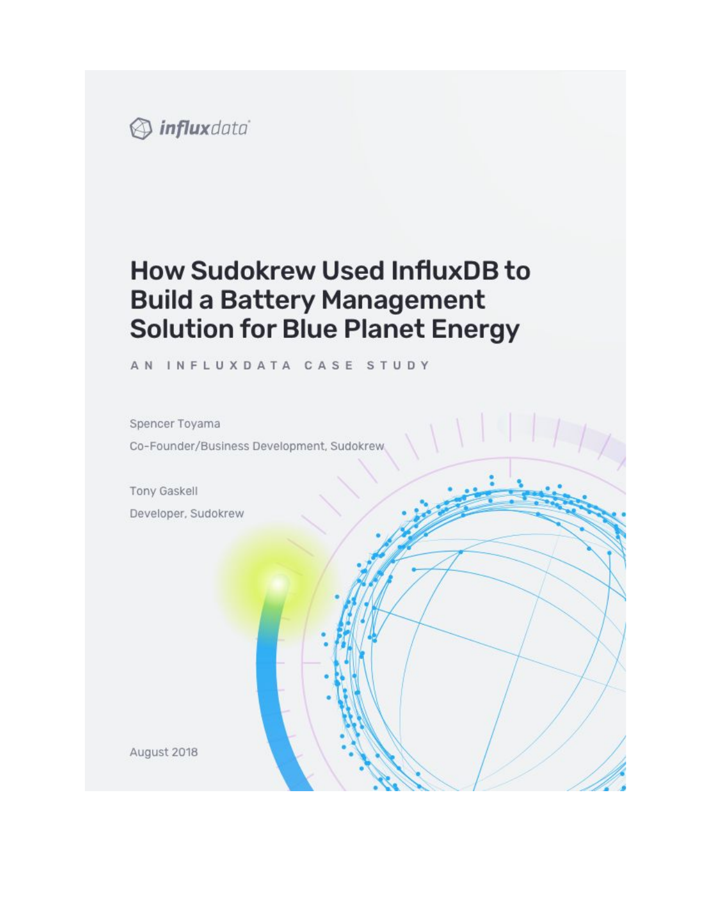influxdata

# How Sudokrew Used InfluxDB to Build a Battery Management Solution for Blue Planet Energy

AN INFLUXDATA CASE STUDY

Spencer Toyama

Co-Founder/Business Development, Sudokrew

Tony Gaskell

Developer, Sudokrew

August 2018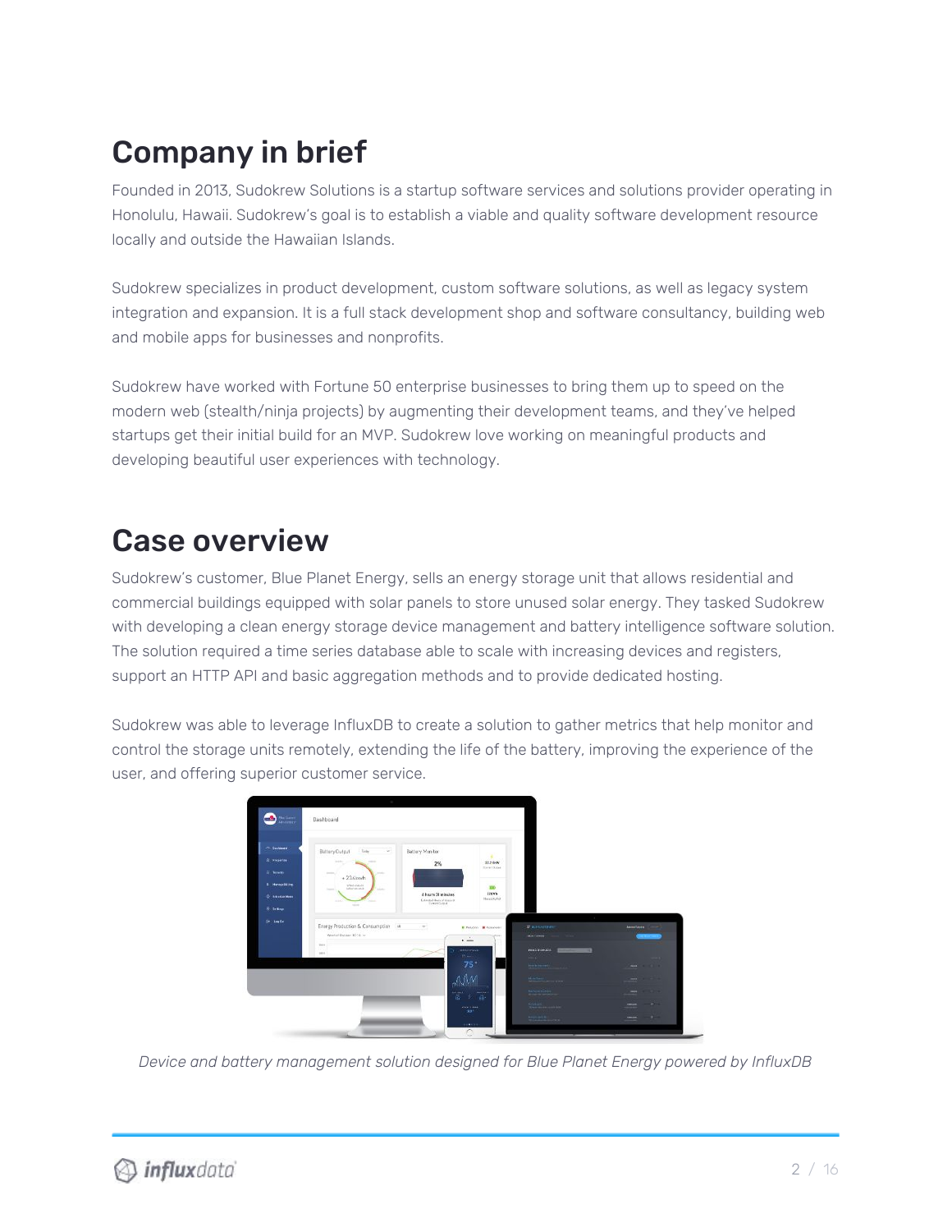## Company in brief

Founded in 2013, Sudokrew Solutions is a startup software services and solutions provider operating in Honolulu, Hawaii. Sudokrew's goal is to establish a viable and quality software development resource locally and outside the Hawaiian Islands.

Sudokrew specializes in product development, custom software solutions, as well as legacy system integration and expansion. It is a full stack development shop and software consultancy, building web and mobile apps for businesses and nonprofits.

Sudokrew have worked with Fortune 50 enterprise businesses to bring them up to speed on the modern web (stealth/ninja projects) by augmenting their development teams, and they've helped startups get their initial build for an MVP. Sudokrew love working on meaningful products and developing beautiful user experiences with technology.

## Case overview

Sudokrew's customer, Blue Planet Energy, sells an energy storage unit that allows residential and commercial buildings equipped with solar panels to store unused solar energy. They tasked Sudokrew with developing a clean energy storage device management and battery intelligence software solution. The solution required a time series database able to scale with increasing devices and registers, support an HTTP API and basic aggregation methods and to provide dedicated hosting.

Sudokrew was able to leverage InfluxDB to create a solution to gather metrics that help monitor and control the storage units remotely, extending the life of the battery, improving the experience of the user, and offering superior customer service.

*Device and battery management solution designed for Blue Planet Energy powered by InfluxDB*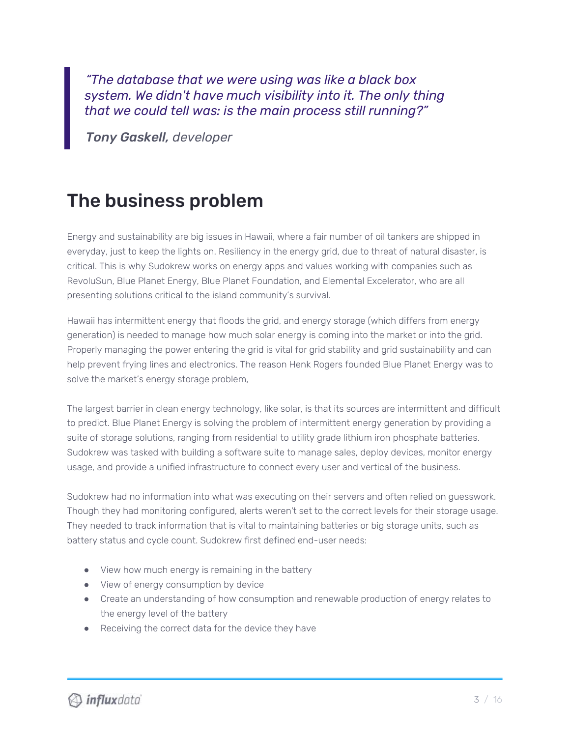> *"The database that we were using was like a black box system. We didn't have much visibility into it. The only thing that we could tell was: is the main process still running?"*
>
> ***Tony Gaskell,*** *developer*

## The business problem

Energy and sustainability are big issues in Hawaii, where a fair number of oil tankers are shipped in everyday, just to keep the lights on. Resiliency in the energy grid, due to threat of natural disaster, is critical. This is why Sudokrew works on energy apps and values working with companies such as RevoluSun, Blue Planet Energy, Blue Planet Foundation, and Elemental Excelerator, who are all presenting solutions critical to the island community's survival.

Hawaii has intermittent energy that floods the grid, and energy storage (which differs from energy generation) is needed to manage how much solar energy is coming into the market or into the grid. Properly managing the power entering the grid is vital for grid stability and grid sustainability and can help prevent frying lines and electronics. The reason Henk Rogers founded Blue Planet Energy was to solve the market's energy storage problem,

The largest barrier in clean energy technology, like solar, is that its sources are intermittent and difficult to predict. Blue Planet Energy is solving the problem of intermittent energy generation by providing a suite of storage solutions, ranging from residential to utility grade lithium iron phosphate batteries. Sudokrew was tasked with building a software suite to manage sales, deploy devices, monitor energy usage, and provide a unified infrastructure to connect every user and vertical of the business.

Sudokrew had no information into what was executing on their servers and often relied on guesswork. Though they had monitoring configured, alerts weren't set to the correct levels for their storage usage. They needed to track information that is vital to maintaining batteries or big storage units, such as battery status and cycle count. Sudokrew first defined end-user needs:

- View how much energy is remaining in the battery
- View of energy consumption by device
- Create an understanding of how consumption and renewable production of energy relates to the energy level of the battery
- Receiving the correct data for the device they have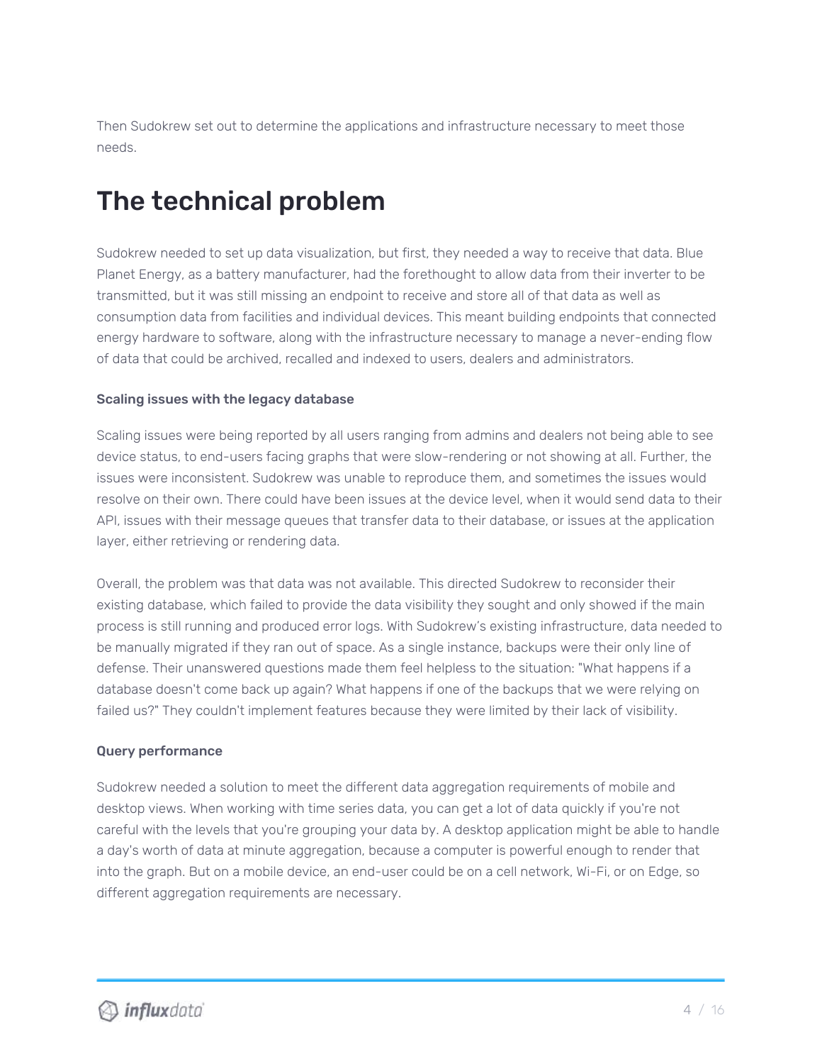Then Sudokrew set out to determine the applications and infrastructure necessary to meet those needs.

# The technical problem

Sudokrew needed to set up data visualization, but first, they needed a way to receive that data. Blue Planet Energy, as a battery manufacturer, had the forethought to allow data from their inverter to be transmitted, but it was still missing an endpoint to receive and store all of that data as well as consumption data from facilities and individual devices. This meant building endpoints that connected energy hardware to software, along with the infrastructure necessary to manage a never-ending flow of data that could be archived, recalled and indexed to users, dealers and administrators.

**Scaling issues with the legacy database**

Scaling issues were being reported by all users ranging from admins and dealers not being able to see device status, to end-users facing graphs that were slow-rendering or not showing at all. Further, the issues were inconsistent. Sudokrew was unable to reproduce them, and sometimes the issues would resolve on their own. There could have been issues at the device level, when it would send data to their API, issues with their message queues that transfer data to their database, or issues at the application layer, either retrieving or rendering data.

Overall, the problem was that data was not available. This directed Sudokrew to reconsider their existing database, which failed to provide the data visibility they sought and only showed if the main process is still running and produced error logs. With Sudokrew's existing infrastructure, data needed to be manually migrated if they ran out of space. As a single instance, backups were their only line of defense. Their unanswered questions made them feel helpless to the situation: "What happens if a database doesn't come back up again? What happens if one of the backups that we were relying on failed us?" They couldn't implement features because they were limited by their lack of visibility.

**Query performance**

Sudokrew needed a solution to meet the different data aggregation requirements of mobile and desktop views. When working with time series data, you can get a lot of data quickly if you're not careful with the levels that you're grouping your data by. A desktop application might be able to handle a day's worth of data at minute aggregation, because a computer is powerful enough to render that into the graph. But on a mobile device, an end-user could be on a cell network, Wi-Fi, or on Edge, so different aggregation requirements are necessary.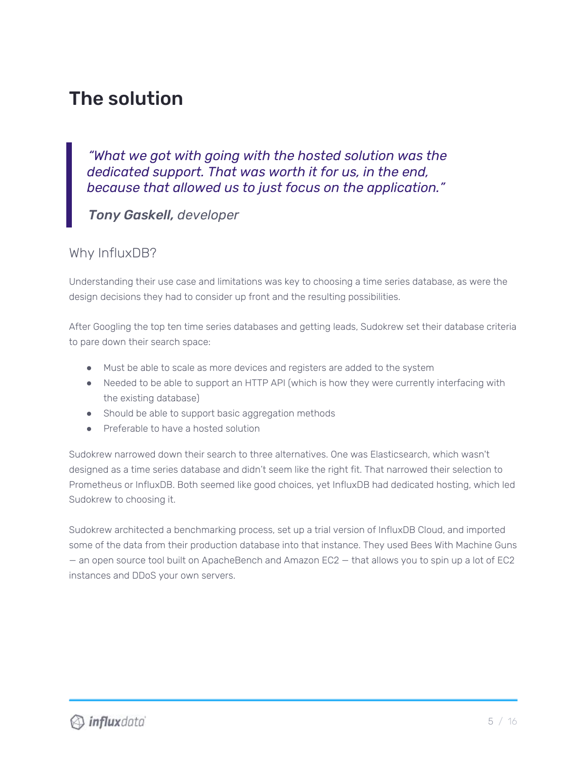# The solution

> *"What we got with going with the hosted solution was the dedicated support. That was worth it for us, in the end, because that allowed us to just focus on the application."*
>
> ***Tony Gaskell,*** *developer*

## Why InfluxDB?

Understanding their use case and limitations was key to choosing a time series database, as were the design decisions they had to consider up front and the resulting possibilities.

After Googling the top ten time series databases and getting leads, Sudokrew set their database criteria to pare down their search space:

- Must be able to scale as more devices and registers are added to the system
- Needed to be able to support an HTTP API (which is how they were currently interfacing with the existing database)
- Should be able to support basic aggregation methods
- Preferable to have a hosted solution

Sudokrew narrowed down their search to three alternatives. One was Elasticsearch, which wasn't designed as a time series database and didn't seem like the right fit. That narrowed their selection to Prometheus or InfluxDB. Both seemed like good choices, yet InfluxDB had dedicated hosting, which led Sudokrew to choosing it.

Sudokrew architected a benchmarking process, set up a trial version of InfluxDB Cloud, and imported some of the data from their production database into that instance. They used Bees With Machine Guns — an open source tool built on ApacheBench and Amazon EC2 — that allows you to spin up a lot of EC2 instances and DDoS your own servers.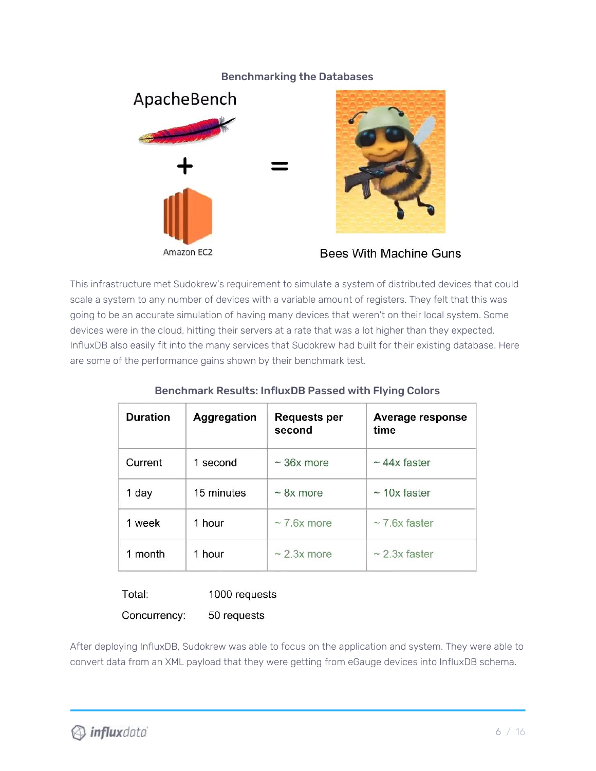### Benchmarking the Databases

ApacheBench + Amazon EC2 = Bees With Machine Guns

This infrastructure met Sudokrew's requirement to simulate a system of distributed devices that could scale a system to any number of devices with a variable amount of registers. They felt that this was going to be an accurate simulation of having many devices that weren't on their local system. Some devices were in the cloud, hitting their servers at a rate that was a lot higher than they expected. InfluxDB also easily fit into the many services that Sudokrew had built for their existing database. Here are some of the performance gains shown by their benchmark test.

### Benchmark Results: InfluxDB Passed with Flying Colors

| Duration | Aggregation | Requests per second | Average response time |
|---|---|---|---|
| Current | 1 second | ~ 36x more | ~ 44x faster |
| 1 day | 15 minutes | ~ 8x more | ~ 10x faster |
| 1 week | 1 hour | ~ 7.6x more | ~ 7.6x faster |
| 1 month | 1 hour | ~ 2.3x more | ~ 2.3x faster |

Total: 1000 requests

Concurrency: 50 requests

After deploying InfluxDB, Sudokrew was able to focus on the application and system. They were able to convert data from an XML payload that they were getting from eGauge devices into InfluxDB schema.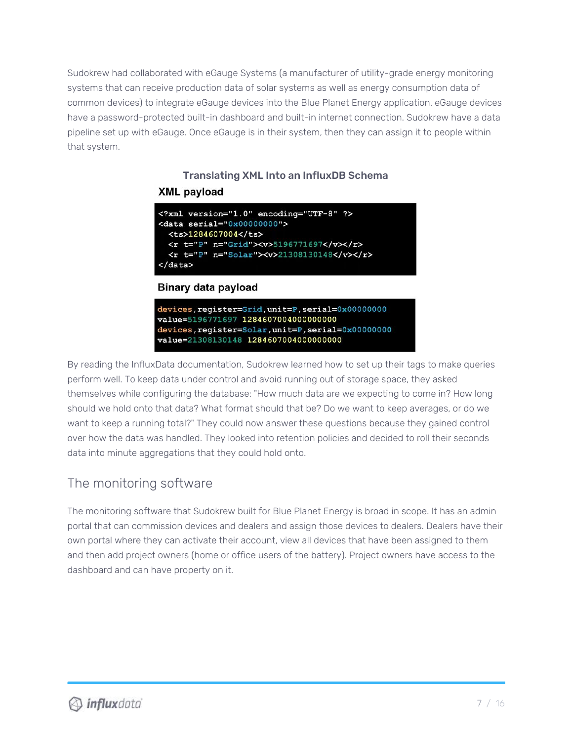Sudokrew had collaborated with eGauge Systems (a manufacturer of utility-grade energy monitoring systems that can receive production data of solar systems as well as energy consumption data of common devices) to integrate eGauge devices into the Blue Planet Energy application. eGauge devices have a password-protected built-in dashboard and built-in internet connection. Sudokrew have a data pipeline set up with eGauge. Once eGauge is in their system, then they can assign it to people within that system.

**Translating XML Into an InfluxDB Schema**

**XML payload**

```
<?xml version="1.0" encoding="UTF-8" ?>
<data serial="0x00000000">
  <ts>1284607004</ts>
  <r t="P" n="Grid"><v>5196771697</v></r>
  <r t="P" n="Solar"><v>21308130148</v></r>
</data>
```

**Binary data payload**

```
devices,register=Grid,unit=P,serial=0x00000000
value=5196771697 1284607004000000000
devices,register=Solar,unit=P,serial=0x00000000
value=21308130148 1284607004000000000
```

By reading the InfluxData documentation, Sudokrew learned how to set up their tags to make queries perform well. To keep data under control and avoid running out of storage space, they asked themselves while configuring the database: "How much data are we expecting to come in? How long should we hold onto that data? What format should that be? Do we want to keep averages, or do we want to keep a running total?" They could now answer these questions because they gained control over how the data was handled. They looked into retention policies and decided to roll their seconds data into minute aggregations that they could hold onto.

## The monitoring software

The monitoring software that Sudokrew built for Blue Planet Energy is broad in scope. It has an admin portal that can commission devices and dealers and assign those devices to dealers. Dealers have their own portal where they can activate their account, view all devices that have been assigned to them and then add project owners (home or office users of the battery). Project owners have access to the dashboard and can have property on it.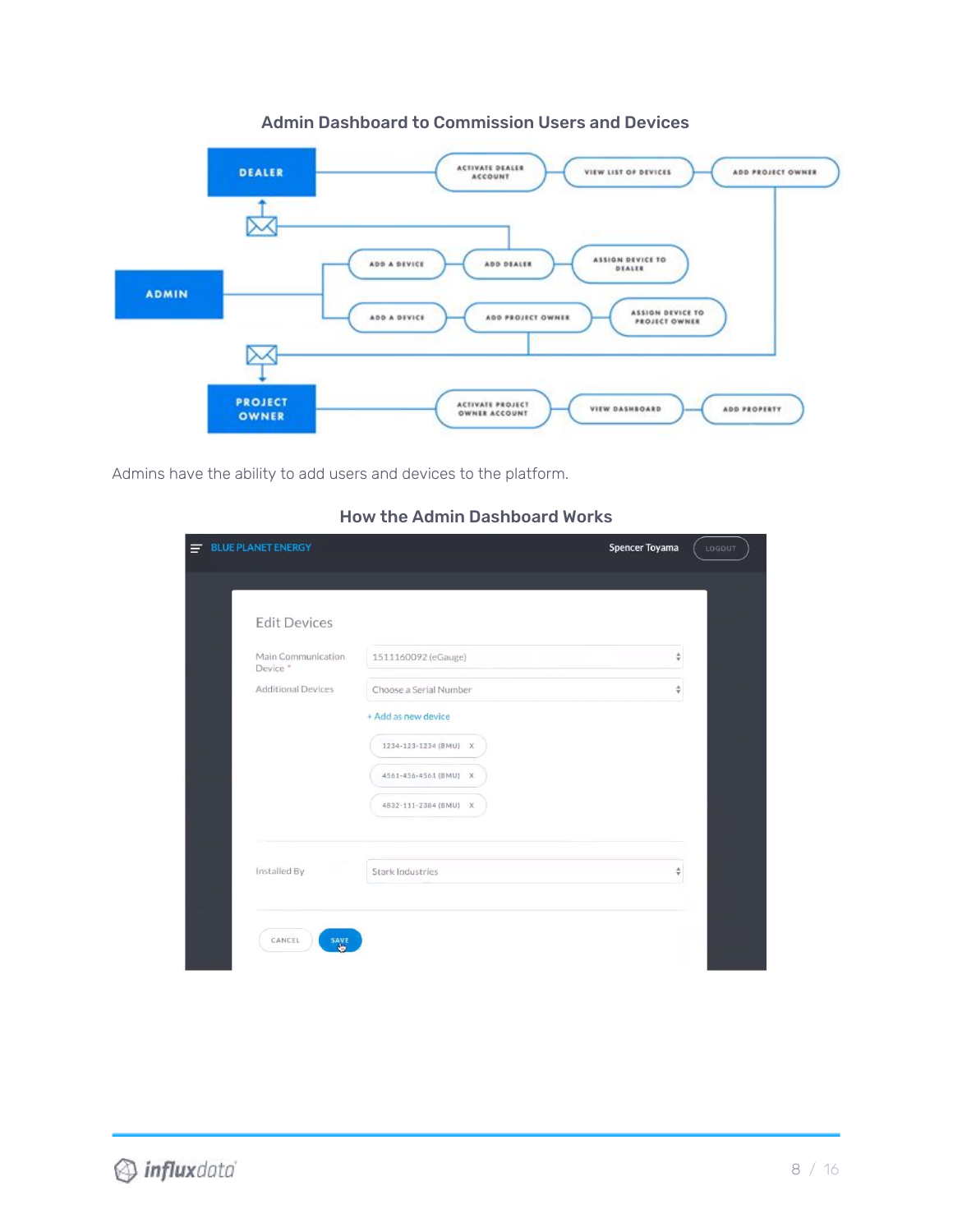### Admin Dashboard to Commission Users and Devices

Admins have the ability to add users and devices to the platform.

### How the Admin Dashboard Works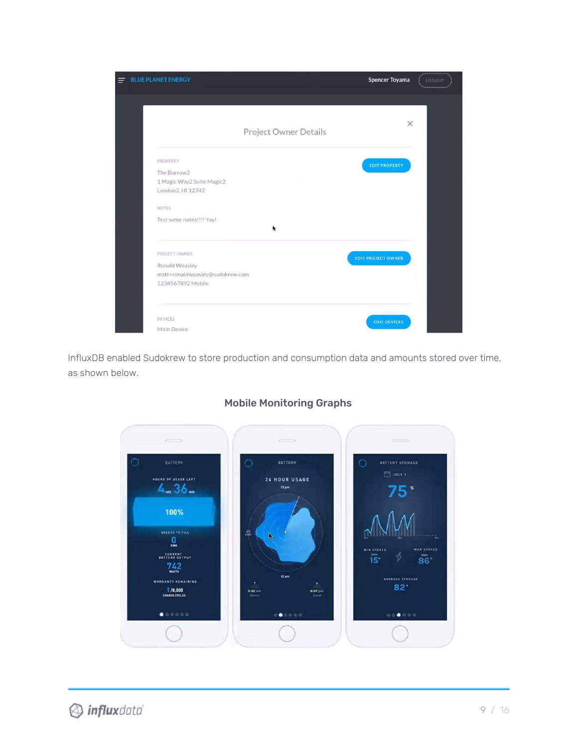InfluxDB enabled Sudokrew to store production and consumption data and amounts stored over time, as shown below.

**Mobile Monitoring Graphs**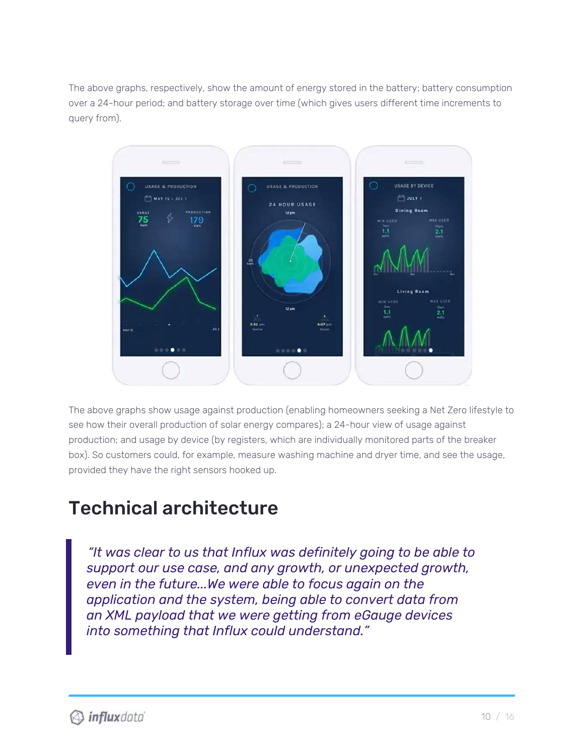The above graphs, respectively, show the amount of energy stored in the battery; battery consumption over a 24-hour period; and battery storage over time (which gives users different time increments to query from).

The above graphs show usage against production (enabling homeowners seeking a Net Zero lifestyle to see how their overall production of solar energy compares); a 24-hour view of usage against production; and usage by device (by registers, which are individually monitored parts of the breaker box). So customers could, for example, measure washing machine and dryer time, and see the usage, provided they have the right sensors hooked up.

## Technical architecture

> *"It was clear to us that Influx was definitely going to be able to support our use case, and any growth, or unexpected growth, even in the future...We were able to focus again on the application and the system, being able to convert data from an XML payload that we were getting from eGauge devices into something that Influx could understand."*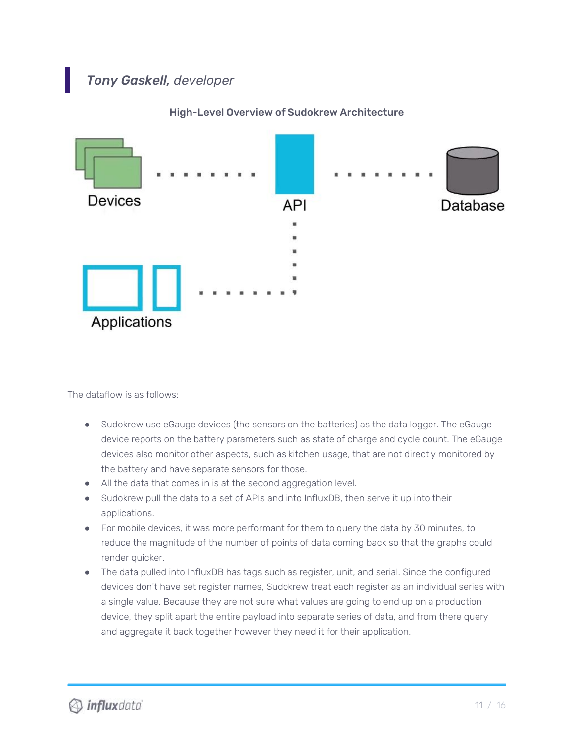## *Tony Gaskell, developer*

**High-Level Overview of Sudokrew Architecture**

Devices

API

Database

Applications

The dataflow is as follows:

- Sudokrew use eGauge devices (the sensors on the batteries) as the data logger. The eGauge device reports on the battery parameters such as state of charge and cycle count. The eGauge devices also monitor other aspects, such as kitchen usage, that are not directly monitored by the battery and have separate sensors for those.
- All the data that comes in is at the second aggregation level.
- Sudokrew pull the data to a set of APIs and into InfluxDB, then serve it up into their applications.
- For mobile devices, it was more performant for them to query the data by 30 minutes, to reduce the magnitude of the number of points of data coming back so that the graphs could render quicker.
- The data pulled into InfluxDB has tags such as register, unit, and serial. Since the configured devices don't have set register names, Sudokrew treat each register as an individual series with a single value. Because they are not sure what values are going to end up on a production device, they split apart the entire payload into separate series of data, and from there query and aggregate it back together however they need it for their application.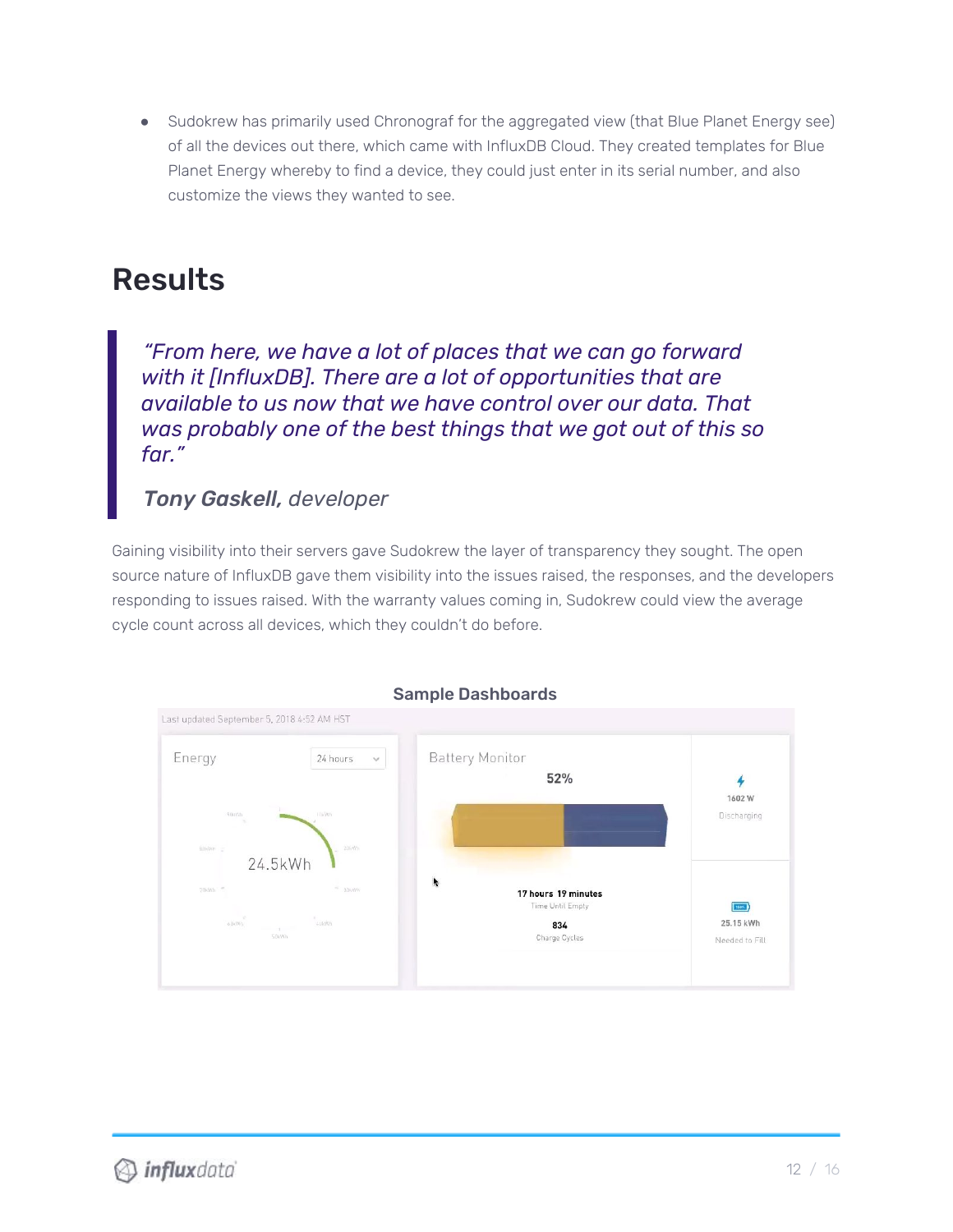- Sudokrew has primarily used Chronograf for the aggregated view (that Blue Planet Energy see) of all the devices out there, which came with InfluxDB Cloud. They created templates for Blue Planet Energy whereby to find a device, they could just enter in its serial number, and also customize the views they wanted to see.

## Results

> *"From here, we have a lot of places that we can go forward with it [InfluxDB]. There are a lot of opportunities that are available to us now that we have control over our data. That was probably one of the best things that we got out of this so far."*
>
> ***Tony Gaskell,*** *developer*

Gaining visibility into their servers gave Sudokrew the layer of transparency they sought. The open source nature of InfluxDB gave them visibility into the issues raised, the responses, and the developers responding to issues raised. With the warranty values coming in, Sudokrew could view the average cycle count across all devices, which they couldn't do before.

**Sample Dashboards**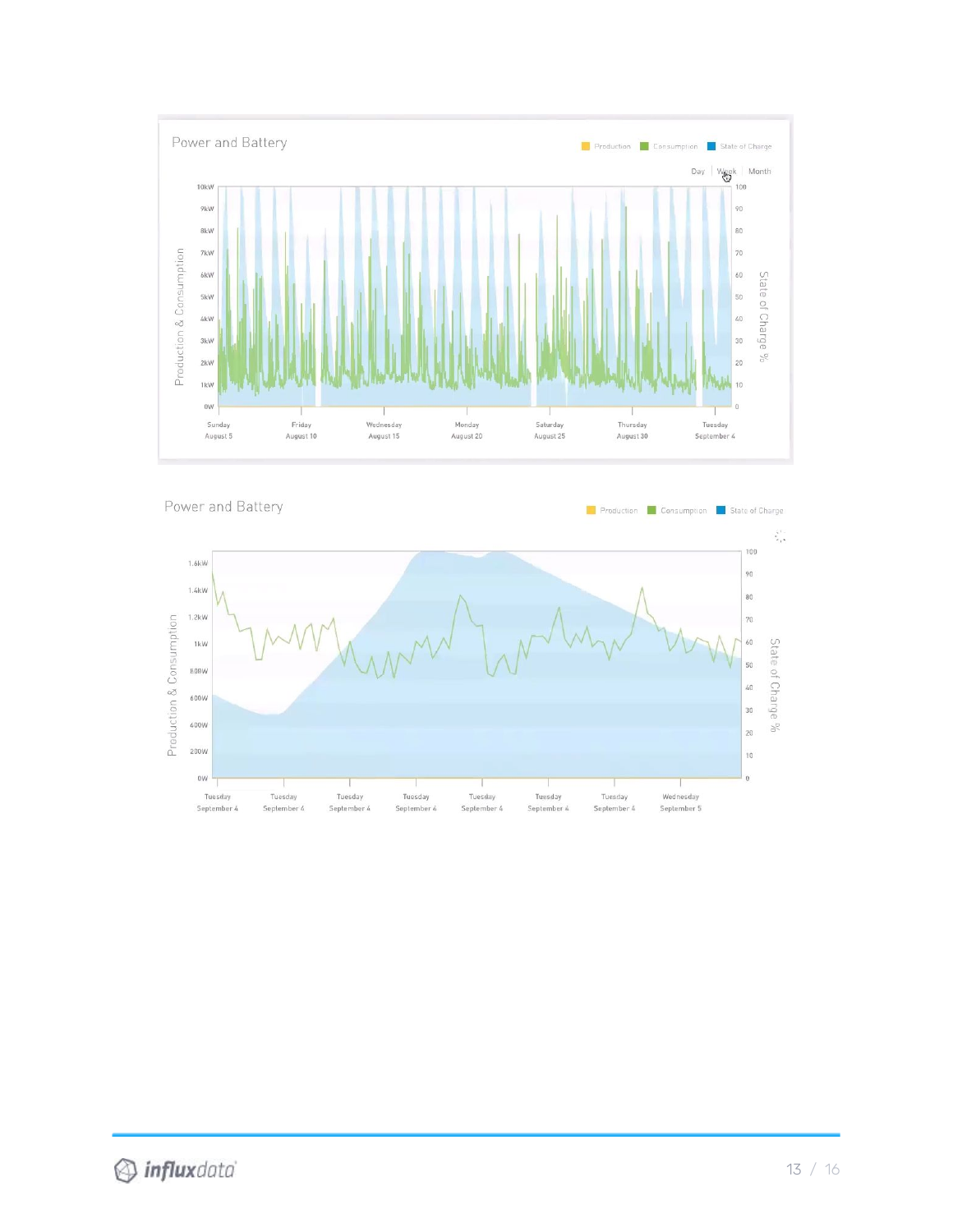Power and Battery

Production · Consumption · State of Charge

Day | Week | Month

Power and Battery

Production · Consumption · State of Charge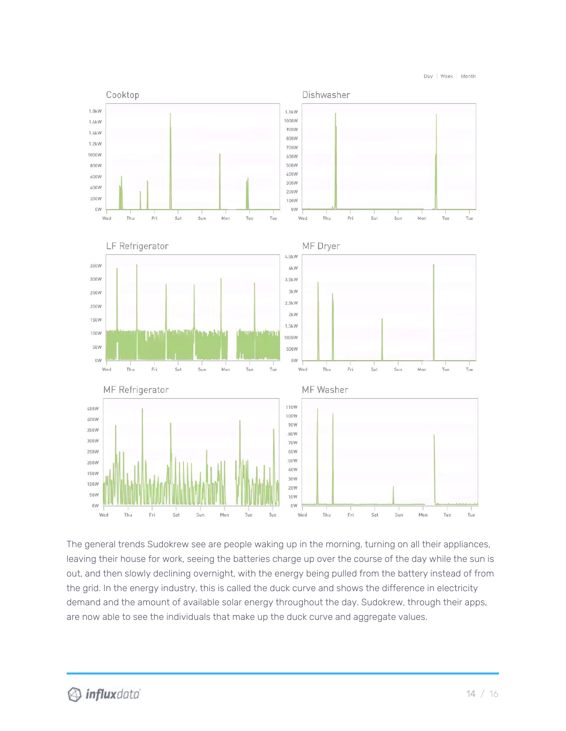The general trends Sudokrew see are people waking up in the morning, turning on all their appliances, leaving their house for work, seeing the batteries charge up over the course of the day while the sun is out, and then slowly declining overnight, with the energy being pulled from the battery instead of from the grid. In the energy industry, this is called the duck curve and shows the difference in electricity demand and the amount of available solar energy throughout the day. Sudokrew, through their apps, are now able to see the individuals that make up the duck curve and aggregate values.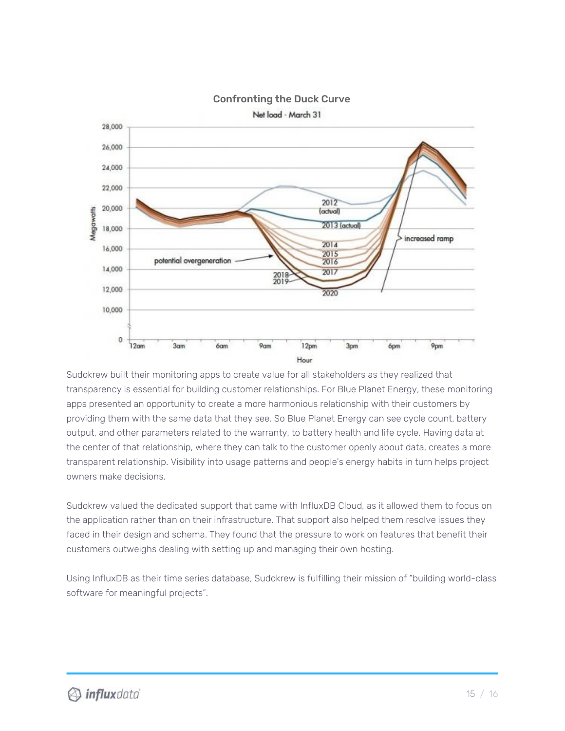Confronting the Duck Curve

Net load - March 31

Sudokrew built their monitoring apps to create value for all stakeholders as they realized that transparency is essential for building customer relationships. For Blue Planet Energy, these monitoring apps presented an opportunity to create a more harmonious relationship with their customers by providing them with the same data that they see. So Blue Planet Energy can see cycle count, battery output, and other parameters related to the warranty, to battery health and life cycle. Having data at the center of that relationship, where they can talk to the customer openly about data, creates a more transparent relationship. Visibility into usage patterns and people's energy habits in turn helps project owners make decisions.

Sudokrew valued the dedicated support that came with InfluxDB Cloud, as it allowed them to focus on the application rather than on their infrastructure. That support also helped them resolve issues they faced in their design and schema. They found that the pressure to work on features that benefit their customers outweighs dealing with setting up and managing their own hosting.

Using InfluxDB as their time series database, Sudokrew is fulfilling their mission of "building world-class software for meaningful projects".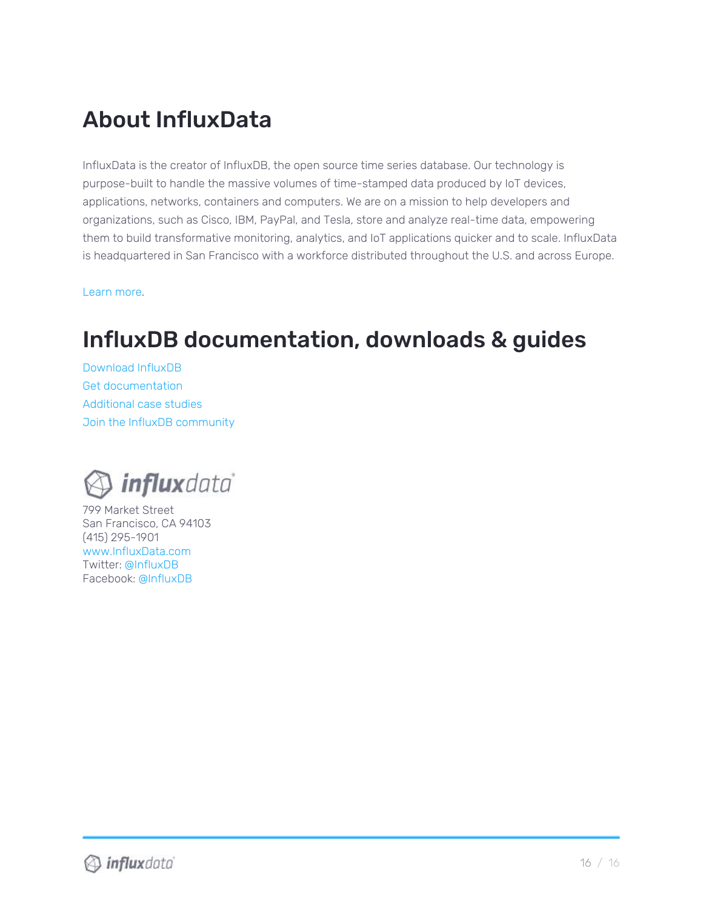# About InfluxData

InfluxData is the creator of InfluxDB, the open source time series database. Our technology is purpose-built to handle the massive volumes of time-stamped data produced by IoT devices, applications, networks, containers and computers. We are on a mission to help developers and organizations, such as Cisco, IBM, PayPal, and Tesla, store and analyze real-time data, empowering them to build transformative monitoring, analytics, and IoT applications quicker and to scale. InfluxData is headquartered in San Francisco with a workforce distributed throughout the U.S. and across Europe.

Learn more.

# InfluxDB documentation, downloads & guides

Download InfluxDB
Get documentation
Additional case studies
Join the InfluxDB community

799 Market Street
San Francisco, CA 94103
(415) 295-1901
www.InfluxData.com
Twitter: @InfluxDB
Facebook: @InfluxDB